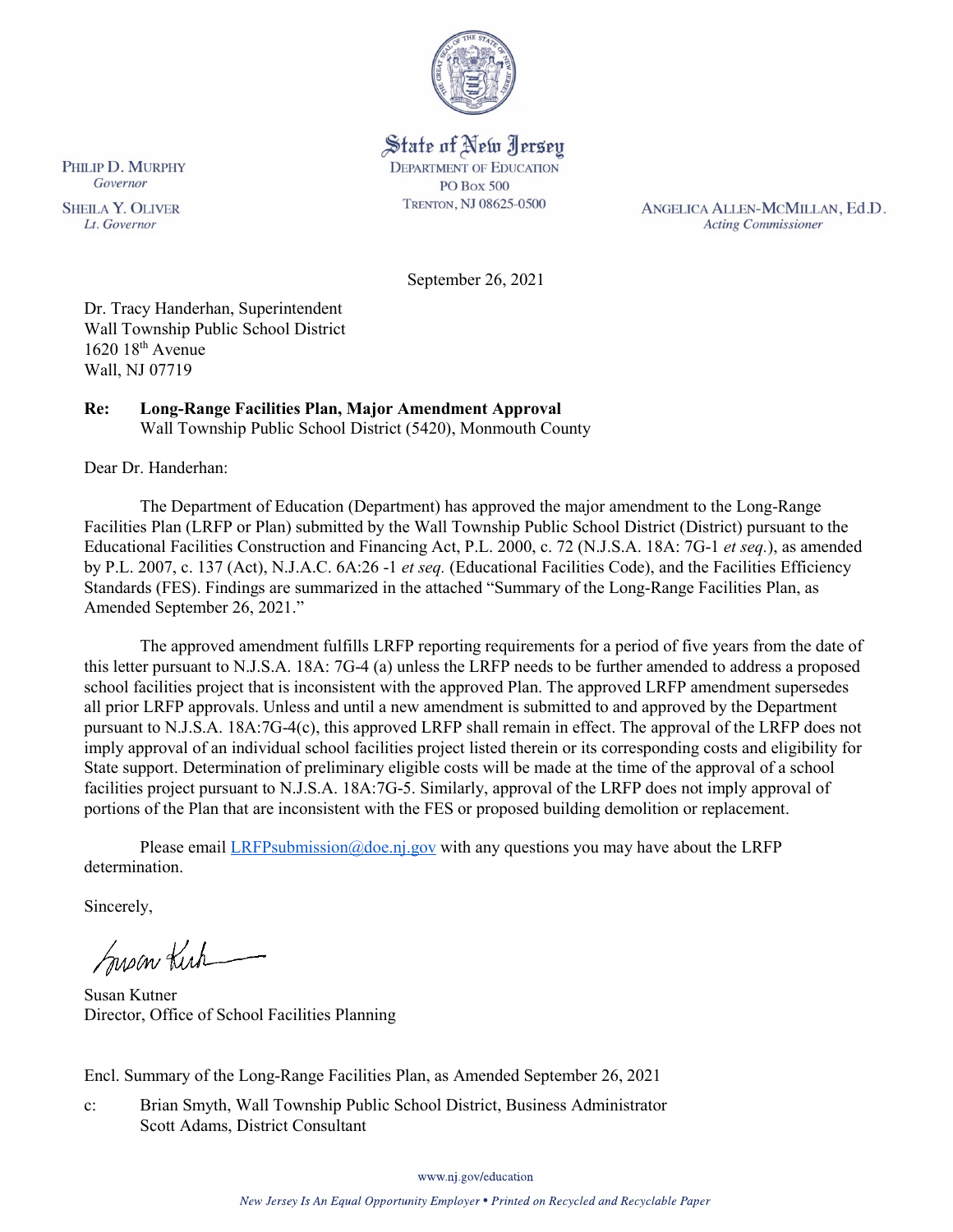State of New Jersey
DEPARTMENT OF EDUCATION
PO Box 500
TRENTON, NJ 08625-0500

PHILIP D. MURPHY
*Governor*

SHEILA Y. OLIVER
*Lt. Governor*

ANGELICA ALLEN-MCMILLAN, Ed.D.
*Acting Commissioner*

September 26, 2021

Dr. Tracy Handerhan, Superintendent
Wall Township Public School District
1620 18th Avenue
Wall, NJ 07719

**Re: Long-Range Facilities Plan, Major Amendment Approval**
Wall Township Public School District (5420), Monmouth County

Dear Dr. Handerhan:

The Department of Education (Department) has approved the major amendment to the Long-Range Facilities Plan (LRFP or Plan) submitted by the Wall Township Public School District (District) pursuant to the Educational Facilities Construction and Financing Act, P.L. 2000, c. 72 (N.J.S.A. 18A: 7G-1 *et seq.*), as amended by P.L. 2007, c. 137 (Act), N.J.A.C. 6A:26 -1 *et seq.* (Educational Facilities Code), and the Facilities Efficiency Standards (FES). Findings are summarized in the attached "Summary of the Long-Range Facilities Plan, as Amended September 26, 2021."

The approved amendment fulfills LRFP reporting requirements for a period of five years from the date of this letter pursuant to N.J.S.A. 18A: 7G-4 (a) unless the LRFP needs to be further amended to address a proposed school facilities project that is inconsistent with the approved Plan. The approved LRFP amendment supersedes all prior LRFP approvals. Unless and until a new amendment is submitted to and approved by the Department pursuant to N.J.S.A. 18A:7G-4(c), this approved LRFP shall remain in effect. The approval of the LRFP does not imply approval of an individual school facilities project listed therein or its corresponding costs and eligibility for State support. Determination of preliminary eligible costs will be made at the time of the approval of a school facilities project pursuant to N.J.S.A. 18A:7G-5. Similarly, approval of the LRFP does not imply approval of portions of the Plan that are inconsistent with the FES or proposed building demolition or replacement.

Please email LRFPsubmission@doe.nj.gov with any questions you may have about the LRFP determination.

Sincerely,

Susan Kutner
Director, Office of School Facilities Planning

Encl. Summary of the Long-Range Facilities Plan, as Amended September 26, 2021

c: Brian Smyth, Wall Township Public School District, Business Administrator
Scott Adams, District Consultant

www.nj.gov/education

*New Jersey Is An Equal Opportunity Employer • Printed on Recycled and Recyclable Paper*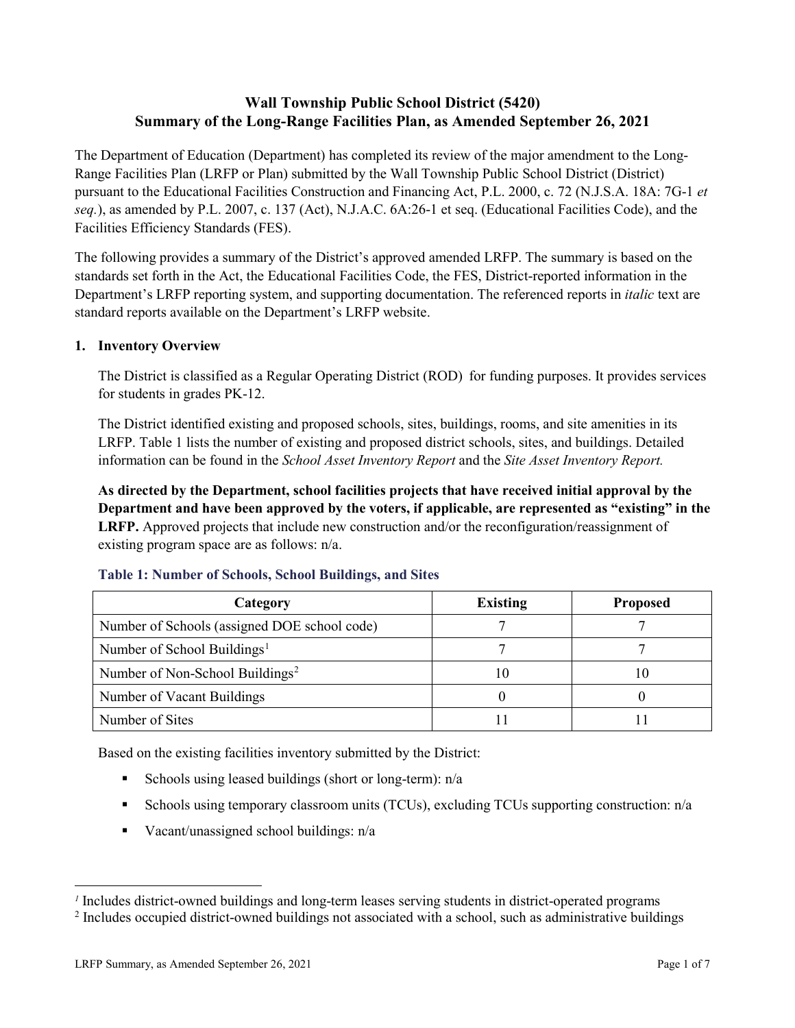# Wall Township Public School District (5420)
# Summary of the Long-Range Facilities Plan, as Amended September 26, 2021

The Department of Education (Department) has completed its review of the major amendment to the Long-Range Facilities Plan (LRFP or Plan) submitted by the Wall Township Public School District (District) pursuant to the Educational Facilities Construction and Financing Act, P.L. 2000, c. 72 (N.J.S.A. 18A: 7G-1 *et seq.*), as amended by P.L. 2007, c. 137 (Act), N.J.A.C. 6A:26-1 et seq. (Educational Facilities Code), and the Facilities Efficiency Standards (FES).

The following provides a summary of the District's approved amended LRFP. The summary is based on the standards set forth in the Act, the Educational Facilities Code, the FES, District-reported information in the Department's LRFP reporting system, and supporting documentation. The referenced reports in *italic* text are standard reports available on the Department's LRFP website.

## 1. Inventory Overview

The District is classified as a Regular Operating District (ROD) for funding purposes. It provides services for students in grades PK-12.

The District identified existing and proposed schools, sites, buildings, rooms, and site amenities in its LRFP. Table 1 lists the number of existing and proposed district schools, sites, and buildings. Detailed information can be found in the *School Asset Inventory Report* and the *Site Asset Inventory Report.*

**As directed by the Department, school facilities projects that have received initial approval by the Department and have been approved by the voters, if applicable, are represented as "existing" in the LRFP.** Approved projects that include new construction and/or the reconfiguration/reassignment of existing program space are as follows: n/a.

### Table 1: Number of Schools, School Buildings, and Sites

| Category | Existing | Proposed |
|---|---|---|
| Number of Schools (assigned DOE school code) | 7 | 7 |
| Number of School Buildings[1] | 7 | 7 |
| Number of Non-School Buildings[2] | 10 | 10 |
| Number of Vacant Buildings | 0 | 0 |
| Number of Sites | 11 | 11 |

Based on the existing facilities inventory submitted by the District:

- Schools using leased buildings (short or long-term): n/a
- Schools using temporary classroom units (TCUs), excluding TCUs supporting construction: n/a
- Vacant/unassigned school buildings: n/a

---

[1] Includes district-owned buildings and long-term leases serving students in district-operated programs

[2] Includes occupied district-owned buildings not associated with a school, such as administrative buildings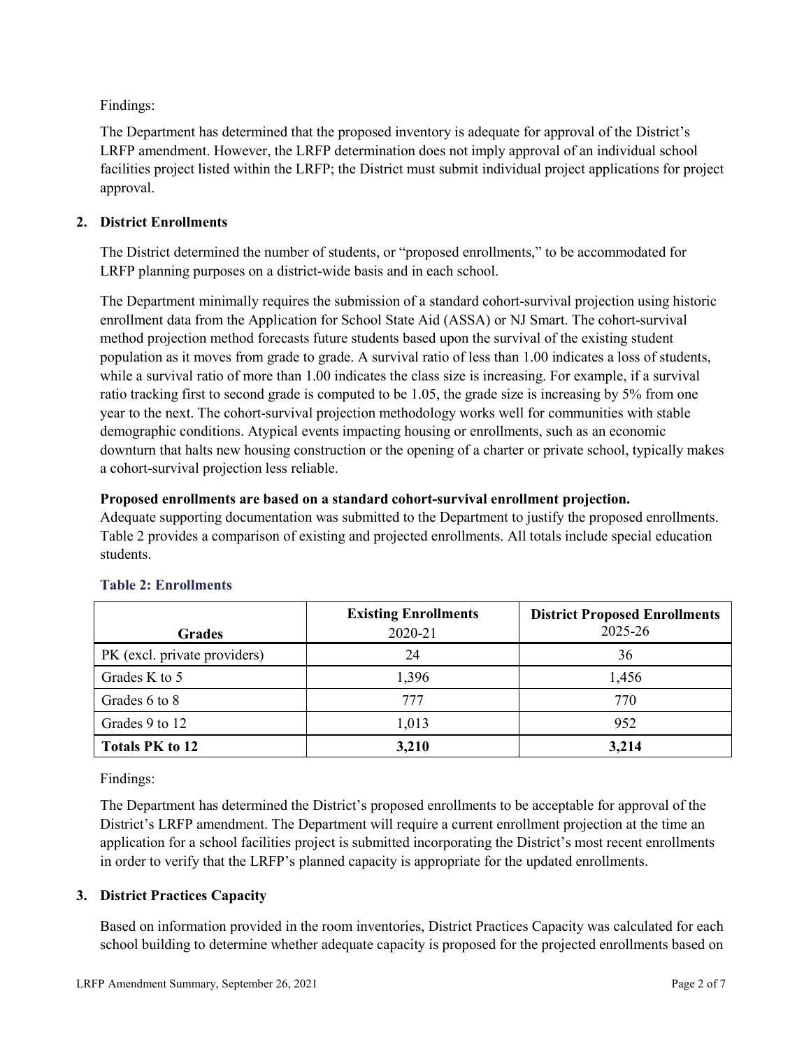Findings:

The Department has determined that the proposed inventory is adequate for approval of the District's LRFP amendment. However, the LRFP determination does not imply approval of an individual school facilities project listed within the LRFP; the District must submit individual project applications for project approval.

## 2. District Enrollments

The District determined the number of students, or "proposed enrollments," to be accommodated for LRFP planning purposes on a district-wide basis and in each school.

The Department minimally requires the submission of a standard cohort-survival projection using historic enrollment data from the Application for School State Aid (ASSA) or NJ Smart. The cohort-survival method projection method forecasts future students based upon the survival of the existing student population as it moves from grade to grade. A survival ratio of less than 1.00 indicates a loss of students, while a survival ratio of more than 1.00 indicates the class size is increasing. For example, if a survival ratio tracking first to second grade is computed to be 1.05, the grade size is increasing by 5% from one year to the next. The cohort-survival projection methodology works well for communities with stable demographic conditions. Atypical events impacting housing or enrollments, such as an economic downturn that halts new housing construction or the opening of a charter or private school, typically makes a cohort-survival projection less reliable.

**Proposed enrollments are based on a standard cohort-survival enrollment projection.**
Adequate supporting documentation was submitted to the Department to justify the proposed enrollments. Table 2 provides a comparison of existing and projected enrollments. All totals include special education students.

### Table 2: Enrollments

| Grades | Existing Enrollments 2020-21 | District Proposed Enrollments 2025-26 |
|---|---|---|
| PK (excl. private providers) | 24 | 36 |
| Grades K to 5 | 1,396 | 1,456 |
| Grades 6 to 8 | 777 | 770 |
| Grades 9 to 12 | 1,013 | 952 |
| **Totals PK to 12** | **3,210** | **3,214** |

Findings:

The Department has determined the District's proposed enrollments to be acceptable for approval of the District's LRFP amendment. The Department will require a current enrollment projection at the time an application for a school facilities project is submitted incorporating the District's most recent enrollments in order to verify that the LRFP's planned capacity is appropriate for the updated enrollments.

## 3. District Practices Capacity

Based on information provided in the room inventories, District Practices Capacity was calculated for each school building to determine whether adequate capacity is proposed for the projected enrollments based on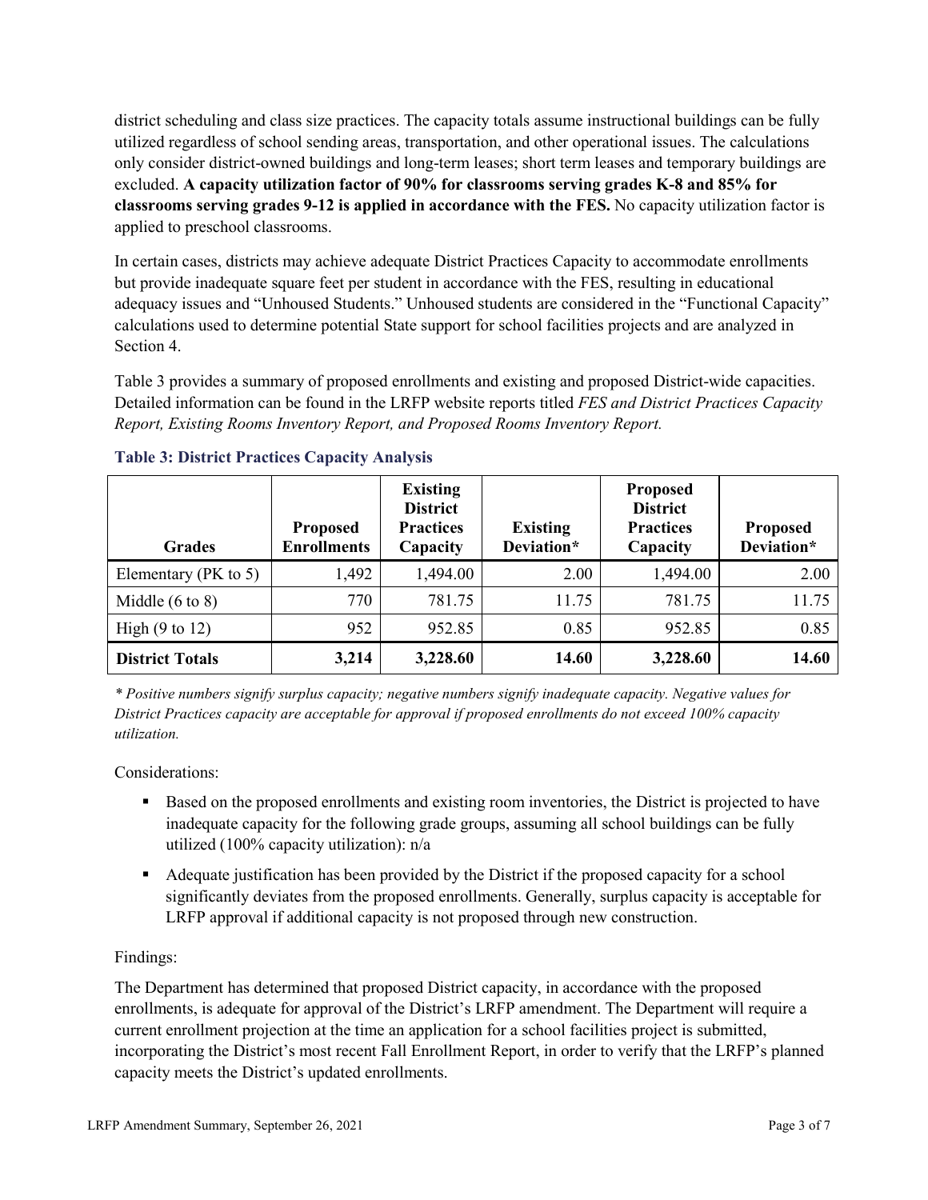district scheduling and class size practices. The capacity totals assume instructional buildings can be fully utilized regardless of school sending areas, transportation, and other operational issues. The calculations only consider district-owned buildings and long-term leases; short term leases and temporary buildings are excluded. **A capacity utilization factor of 90% for classrooms serving grades K-8 and 85% for classrooms serving grades 9-12 is applied in accordance with the FES.** No capacity utilization factor is applied to preschool classrooms.

In certain cases, districts may achieve adequate District Practices Capacity to accommodate enrollments but provide inadequate square feet per student in accordance with the FES, resulting in educational adequacy issues and "Unhoused Students." Unhoused students are considered in the "Functional Capacity" calculations used to determine potential State support for school facilities projects and are analyzed in Section 4.

Table 3 provides a summary of proposed enrollments and existing and proposed District-wide capacities. Detailed information can be found in the LRFP website reports titled *FES and District Practices Capacity Report, Existing Rooms Inventory Report, and Proposed Rooms Inventory Report.*

### Table 3: District Practices Capacity Analysis

| Grades | Proposed Enrollments | Existing District Practices Capacity | Existing Deviation* | Proposed District Practices Capacity | Proposed Deviation* |
|---|---|---|---|---|---|
| Elementary (PK to 5) | 1,492 | 1,494.00 | 2.00 | 1,494.00 | 2.00 |
| Middle (6 to 8) | 770 | 781.75 | 11.75 | 781.75 | 11.75 |
| High (9 to 12) | 952 | 952.85 | 0.85 | 952.85 | 0.85 |
| **District Totals** | **3,214** | **3,228.60** | **14.60** | **3,228.60** | **14.60** |

*\* Positive numbers signify surplus capacity; negative numbers signify inadequate capacity. Negative values for District Practices capacity are acceptable for approval if proposed enrollments do not exceed 100% capacity utilization.*

Considerations:

- Based on the proposed enrollments and existing room inventories, the District is projected to have inadequate capacity for the following grade groups, assuming all school buildings can be fully utilized (100% capacity utilization): n/a
- Adequate justification has been provided by the District if the proposed capacity for a school significantly deviates from the proposed enrollments. Generally, surplus capacity is acceptable for LRFP approval if additional capacity is not proposed through new construction.

Findings:

The Department has determined that proposed District capacity, in accordance with the proposed enrollments, is adequate for approval of the District's LRFP amendment. The Department will require a current enrollment projection at the time an application for a school facilities project is submitted, incorporating the District's most recent Fall Enrollment Report, in order to verify that the LRFP's planned capacity meets the District's updated enrollments.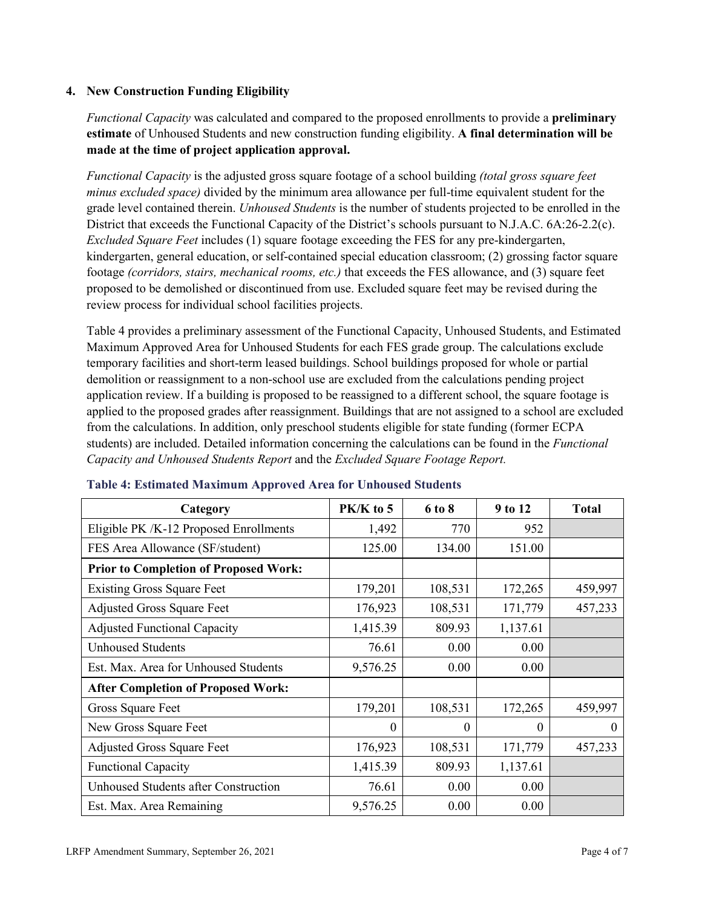### 4. New Construction Funding Eligibility

*Functional Capacity* was calculated and compared to the proposed enrollments to provide a **preliminary estimate** of Unhoused Students and new construction funding eligibility. **A final determination will be made at the time of project application approval.**

*Functional Capacity* is the adjusted gross square footage of a school building *(total gross square feet minus excluded space)* divided by the minimum area allowance per full-time equivalent student for the grade level contained therein. *Unhoused Students* is the number of students projected to be enrolled in the District that exceeds the Functional Capacity of the District's schools pursuant to N.J.A.C. 6A:26-2.2(c). *Excluded Square Feet* includes (1) square footage exceeding the FES for any pre-kindergarten, kindergarten, general education, or self-contained special education classroom; (2) grossing factor square footage *(corridors, stairs, mechanical rooms, etc.)* that exceeds the FES allowance, and (3) square feet proposed to be demolished or discontinued from use. Excluded square feet may be revised during the review process for individual school facilities projects.

Table 4 provides a preliminary assessment of the Functional Capacity, Unhoused Students, and Estimated Maximum Approved Area for Unhoused Students for each FES grade group. The calculations exclude temporary facilities and short-term leased buildings. School buildings proposed for whole or partial demolition or reassignment to a non-school use are excluded from the calculations pending project application review. If a building is proposed to be reassigned to a different school, the square footage is applied to the proposed grades after reassignment. Buildings that are not assigned to a school are excluded from the calculations. In addition, only preschool students eligible for state funding (former ECPA students) are included. Detailed information concerning the calculations can be found in the *Functional Capacity and Unhoused Students Report* and the *Excluded Square Footage Report.*

**Table 4: Estimated Maximum Approved Area for Unhoused Students**

| Category | PK/K to 5 | 6 to 8 | 9 to 12 | Total |
|---|---|---|---|---|
| Eligible PK /K-12 Proposed Enrollments | 1,492 | 770 | 952 | |
| FES Area Allowance (SF/student) | 125.00 | 134.00 | 151.00 | |
| **Prior to Completion of Proposed Work:** | | | | |
| Existing Gross Square Feet | 179,201 | 108,531 | 172,265 | 459,997 |
| Adjusted Gross Square Feet | 176,923 | 108,531 | 171,779 | 457,233 |
| Adjusted Functional Capacity | 1,415.39 | 809.93 | 1,137.61 | |
| Unhoused Students | 76.61 | 0.00 | 0.00 | |
| Est. Max. Area for Unhoused Students | 9,576.25 | 0.00 | 0.00 | |
| **After Completion of Proposed Work:** | | | | |
| Gross Square Feet | 179,201 | 108,531 | 172,265 | 459,997 |
| New Gross Square Feet | 0 | 0 | 0 | 0 |
| Adjusted Gross Square Feet | 176,923 | 108,531 | 171,779 | 457,233 |
| Functional Capacity | 1,415.39 | 809.93 | 1,137.61 | |
| Unhoused Students after Construction | 76.61 | 0.00 | 0.00 | |
| Est. Max. Area Remaining | 9,576.25 | 0.00 | 0.00 | |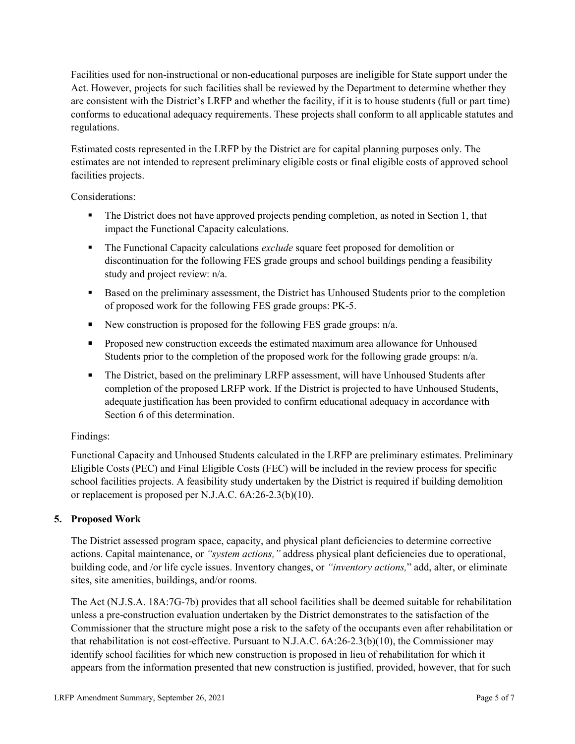Facilities used for non-instructional or non-educational purposes are ineligible for State support under the Act. However, projects for such facilities shall be reviewed by the Department to determine whether they are consistent with the District's LRFP and whether the facility, if it is to house students (full or part time) conforms to educational adequacy requirements. These projects shall conform to all applicable statutes and regulations.

Estimated costs represented in the LRFP by the District are for capital planning purposes only. The estimates are not intended to represent preliminary eligible costs or final eligible costs of approved school facilities projects.

Considerations:

- The District does not have approved projects pending completion, as noted in Section 1, that impact the Functional Capacity calculations.
- The Functional Capacity calculations *exclude* square feet proposed for demolition or discontinuation for the following FES grade groups and school buildings pending a feasibility study and project review: n/a.
- Based on the preliminary assessment, the District has Unhoused Students prior to the completion of proposed work for the following FES grade groups: PK-5.
- New construction is proposed for the following FES grade groups: n/a.
- Proposed new construction exceeds the estimated maximum area allowance for Unhoused Students prior to the completion of the proposed work for the following grade groups: n/a.
- The District, based on the preliminary LRFP assessment, will have Unhoused Students after completion of the proposed LRFP work. If the District is projected to have Unhoused Students, adequate justification has been provided to confirm educational adequacy in accordance with Section 6 of this determination.

Findings:

Functional Capacity and Unhoused Students calculated in the LRFP are preliminary estimates. Preliminary Eligible Costs (PEC) and Final Eligible Costs (FEC) will be included in the review process for specific school facilities projects. A feasibility study undertaken by the District is required if building demolition or replacement is proposed per N.J.A.C. 6A:26-2.3(b)(10).

## 5. Proposed Work

The District assessed program space, capacity, and physical plant deficiencies to determine corrective actions. Capital maintenance, or *"system actions,"* address physical plant deficiencies due to operational, building code, and /or life cycle issues. Inventory changes, or *"inventory actions,"* add, alter, or eliminate sites, site amenities, buildings, and/or rooms.

The Act (N.J.S.A. 18A:7G-7b) provides that all school facilities shall be deemed suitable for rehabilitation unless a pre-construction evaluation undertaken by the District demonstrates to the satisfaction of the Commissioner that the structure might pose a risk to the safety of the occupants even after rehabilitation or that rehabilitation is not cost-effective. Pursuant to N.J.A.C. 6A:26-2.3(b)(10), the Commissioner may identify school facilities for which new construction is proposed in lieu of rehabilitation for which it appears from the information presented that new construction is justified, provided, however, that for such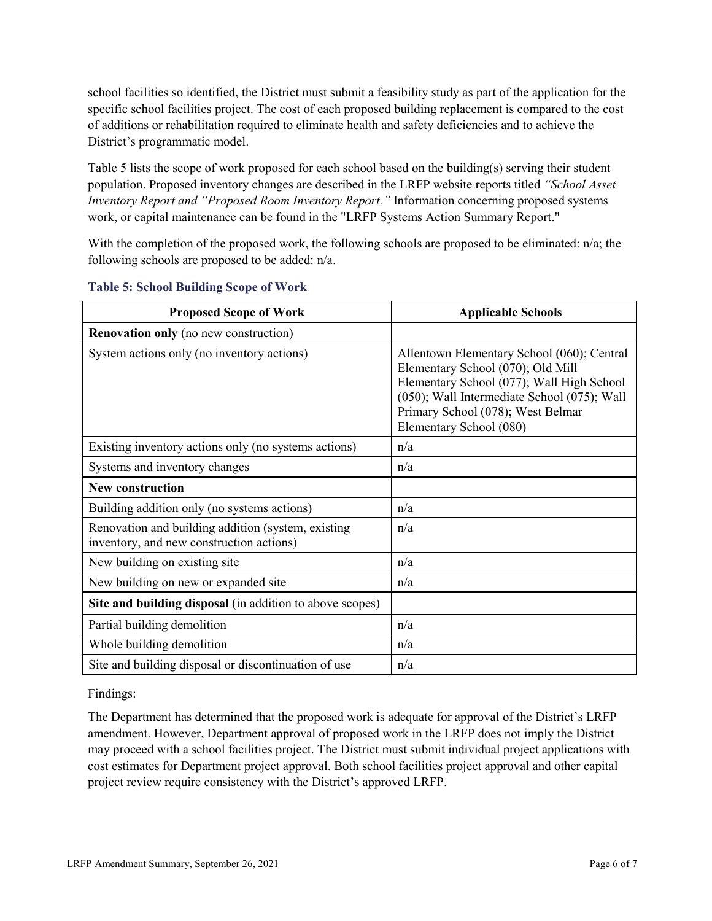school facilities so identified, the District must submit a feasibility study as part of the application for the specific school facilities project. The cost of each proposed building replacement is compared to the cost of additions or rehabilitation required to eliminate health and safety deficiencies and to achieve the District's programmatic model.

Table 5 lists the scope of work proposed for each school based on the building(s) serving their student population. Proposed inventory changes are described in the LRFP website reports titled *"School Asset Inventory Report and "Proposed Room Inventory Report."* Information concerning proposed systems work, or capital maintenance can be found in the "LRFP Systems Action Summary Report."

With the completion of the proposed work, the following schools are proposed to be eliminated: n/a; the following schools are proposed to be added: n/a.

### Table 5: School Building Scope of Work

| Proposed Scope of Work | Applicable Schools |
|---|---|
| **Renovation only** (no new construction) | |
| System actions only (no inventory actions) | Allentown Elementary School (060); Central Elementary School (070); Old Mill Elementary School (077); Wall High School (050); Wall Intermediate School (075); Wall Primary School (078); West Belmar Elementary School (080) |
| Existing inventory actions only (no systems actions) | n/a |
| Systems and inventory changes | n/a |
| **New construction** | |
| Building addition only (no systems actions) | n/a |
| Renovation and building addition (system, existing inventory, and new construction actions) | n/a |
| New building on existing site | n/a |
| New building on new or expanded site | n/a |
| **Site and building disposal** (in addition to above scopes) | |
| Partial building demolition | n/a |
| Whole building demolition | n/a |
| Site and building disposal or discontinuation of use | n/a |

Findings:

The Department has determined that the proposed work is adequate for approval of the District's LRFP amendment. However, Department approval of proposed work in the LRFP does not imply the District may proceed with a school facilities project. The District must submit individual project applications with cost estimates for Department project approval. Both school facilities project approval and other capital project review require consistency with the District's approved LRFP.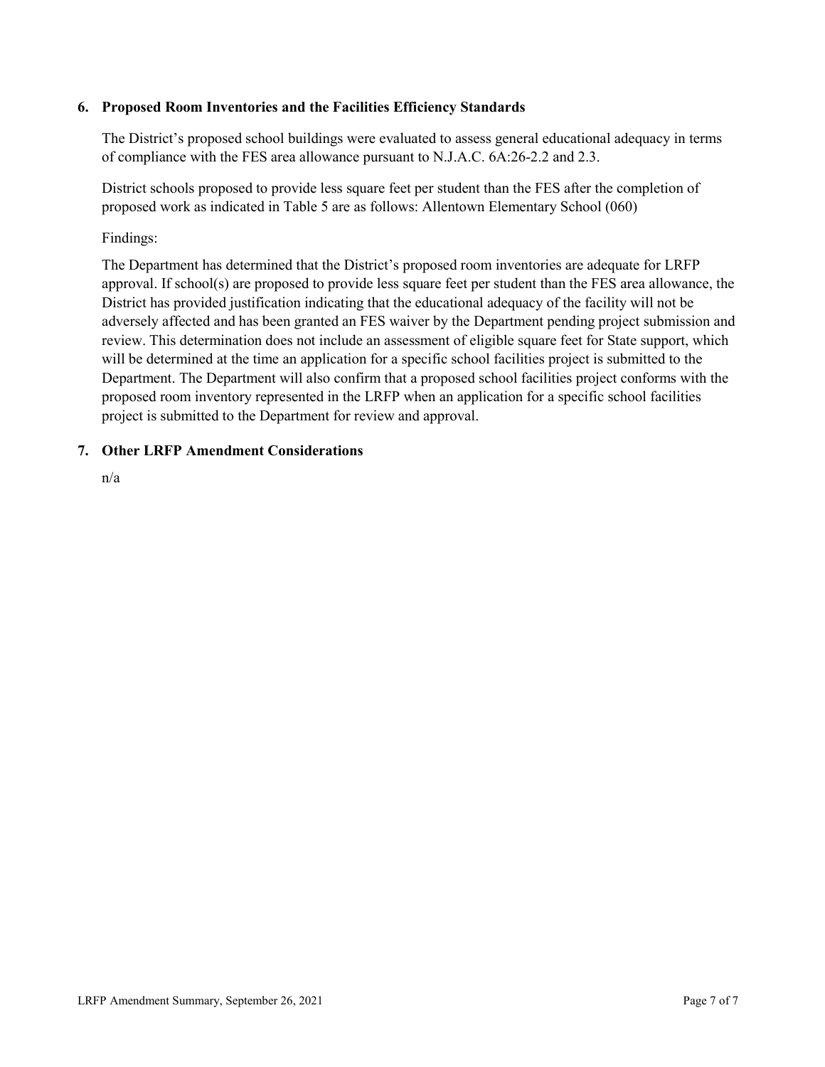### 6. Proposed Room Inventories and the Facilities Efficiency Standards

The District's proposed school buildings were evaluated to assess general educational adequacy in terms of compliance with the FES area allowance pursuant to N.J.A.C. 6A:26-2.2 and 2.3.

District schools proposed to provide less square feet per student than the FES after the completion of proposed work as indicated in Table 5 are as follows: Allentown Elementary School (060)

Findings:

The Department has determined that the District's proposed room inventories are adequate for LRFP approval. If school(s) are proposed to provide less square feet per student than the FES area allowance, the District has provided justification indicating that the educational adequacy of the facility will not be adversely affected and has been granted an FES waiver by the Department pending project submission and review. This determination does not include an assessment of eligible square feet for State support, which will be determined at the time an application for a specific school facilities project is submitted to the Department. The Department will also confirm that a proposed school facilities project conforms with the proposed room inventory represented in the LRFP when an application for a specific school facilities project is submitted to the Department for review and approval.

### 7. Other LRFP Amendment Considerations

n/a